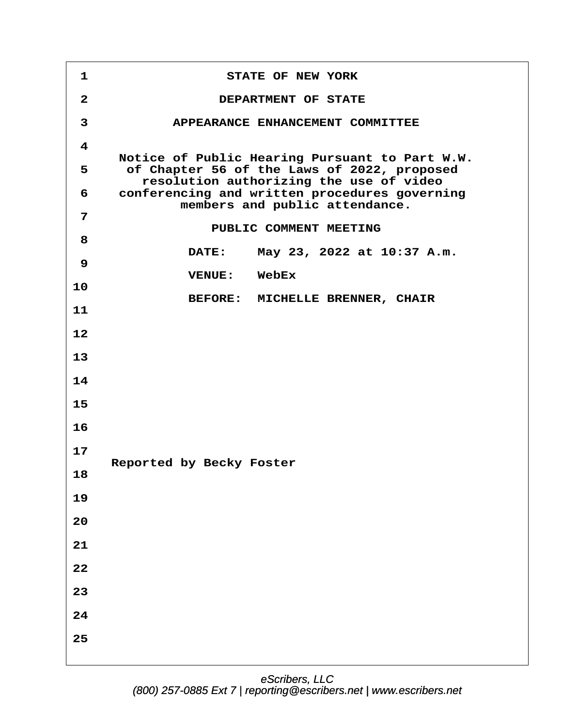# STATE OF NEW YORK

## DEPARTMENT OF STATE

## APPEARANCE ENHANCEMENT COMMITTEE

Notice of Public Hearing Pursuant to Part W.W. of Chapter 56 of the Laws of 2022, proposed resolution authorizing the use of video conferencing and written procedures governing members and public attendance.

**PUBLIC COMMENT MEETING**

**DATE:** May 23, 2022 at 10:37 A.m.

**VENUE:** WebEx

**BEFORE:** MICHELLE BRENNER, CHAIR

Reported by Becky Foster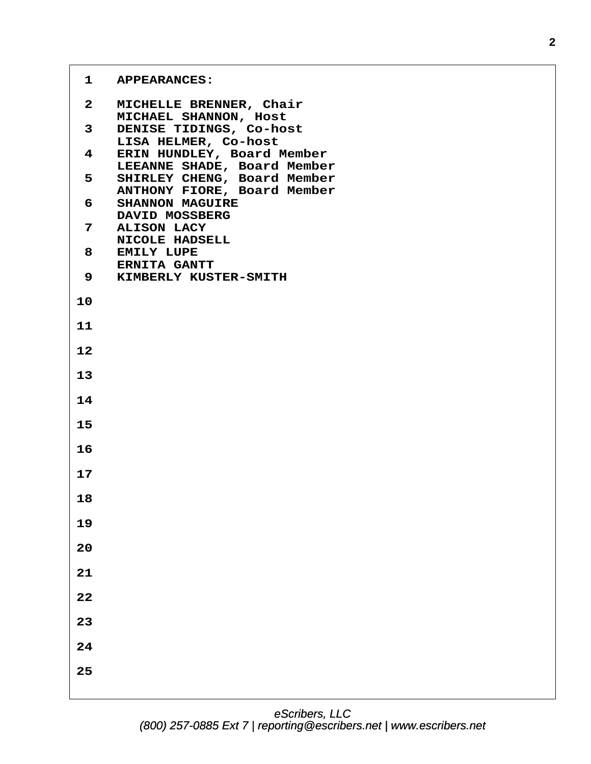APPEARANCES:

MICHELLE BRENNER, Chair
MICHAEL SHANNON, Host
DENISE TIDINGS, Co-host
LISA HELMER, Co-host
ERIN HUNDLEY, Board Member
LEEANNE SHADE, Board Member
SHIRLEY CHENG, Board Member
ANTHONY FIORE, Board Member
SHANNON MAGUIRE
DAVID MOSSBERG
ALISON LACY
NICOLE HADSELL
EMILY LUPE
ERNITA GANTT
KIMBERLY KUSTER-SMITH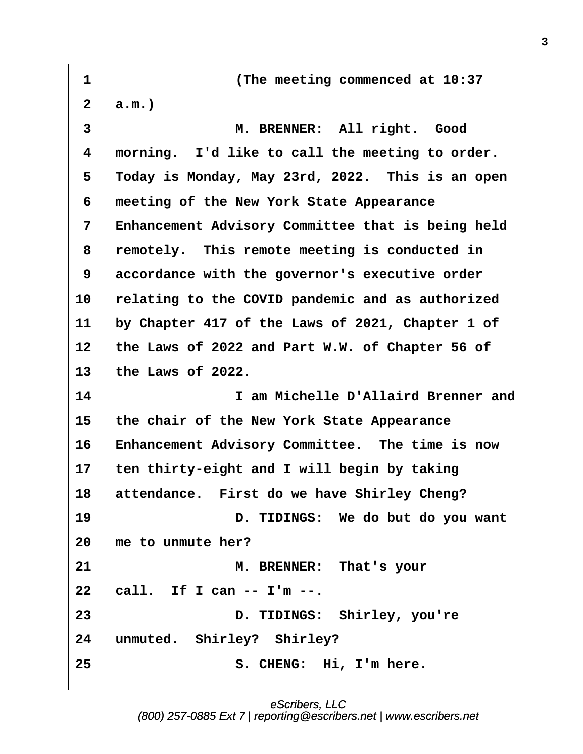(The meeting commenced at 10:37 a.m.)

M. BRENNER: All right. Good morning. I'd like to call the meeting to order. Today is Monday, May 23rd, 2022. This is an open meeting of the New York State Appearance Enhancement Advisory Committee that is being held remotely. This remote meeting is conducted in accordance with the governor's executive order relating to the COVID pandemic and as authorized by Chapter 417 of the Laws of 2021, Chapter 1 of the Laws of 2022 and Part W.W. of Chapter 56 of the Laws of 2022.

I am Michelle D'Allaird Brenner and the chair of the New York State Appearance Enhancement Advisory Committee. The time is now ten thirty-eight and I will begin by taking attendance. First do we have Shirley Cheng?

D. TIDINGS: We do but do you want me to unmute her?

M. BRENNER: That's your call. If I can -- I'm --.

D. TIDINGS: Shirley, you're unmuted. Shirley? Shirley?

S. CHENG: Hi, I'm here.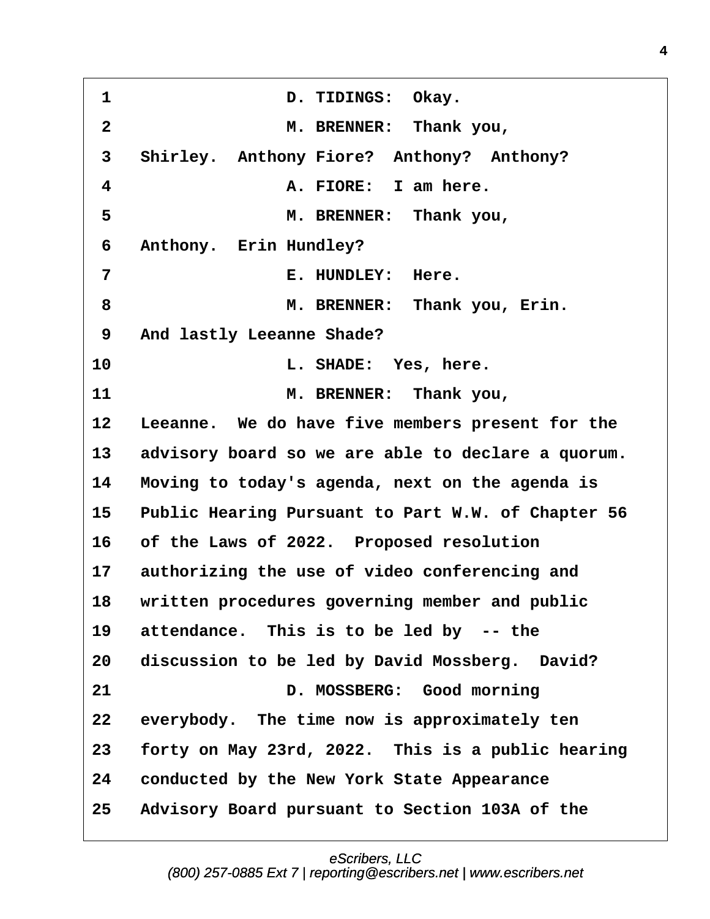1 D. TIDINGS: Okay.

2 M. BRENNER: Thank you,

3 Shirley. Anthony Fiore? Anthony? Anthony?

4 A. FIORE: I am here.

5 M. BRENNER: Thank you,

6 Anthony. Erin Hundley?

7 E. HUNDLEY: Here.

8 M. BRENNER: Thank you, Erin.

9 And lastly Leeanne Shade?

10 L. SHADE: Yes, here.

11 M. BRENNER: Thank you,

12 Leeanne. We do have five members present for the

13 advisory board so we are able to declare a quorum.

14 Moving to today's agenda, next on the agenda is

15 Public Hearing Pursuant to Part W.W. of Chapter 56

16 of the Laws of 2022. Proposed resolution

17 authorizing the use of video conferencing and

18 written procedures governing member and public

19 attendance. This is to be led by -- the

20 discussion to be led by David Mossberg. David?

21 D. MOSSBERG: Good morning

22 everybody. The time now is approximately ten

23 forty on May 23rd, 2022. This is a public hearing

24 conducted by the New York State Appearance

25 Advisory Board pursuant to Section 103A of the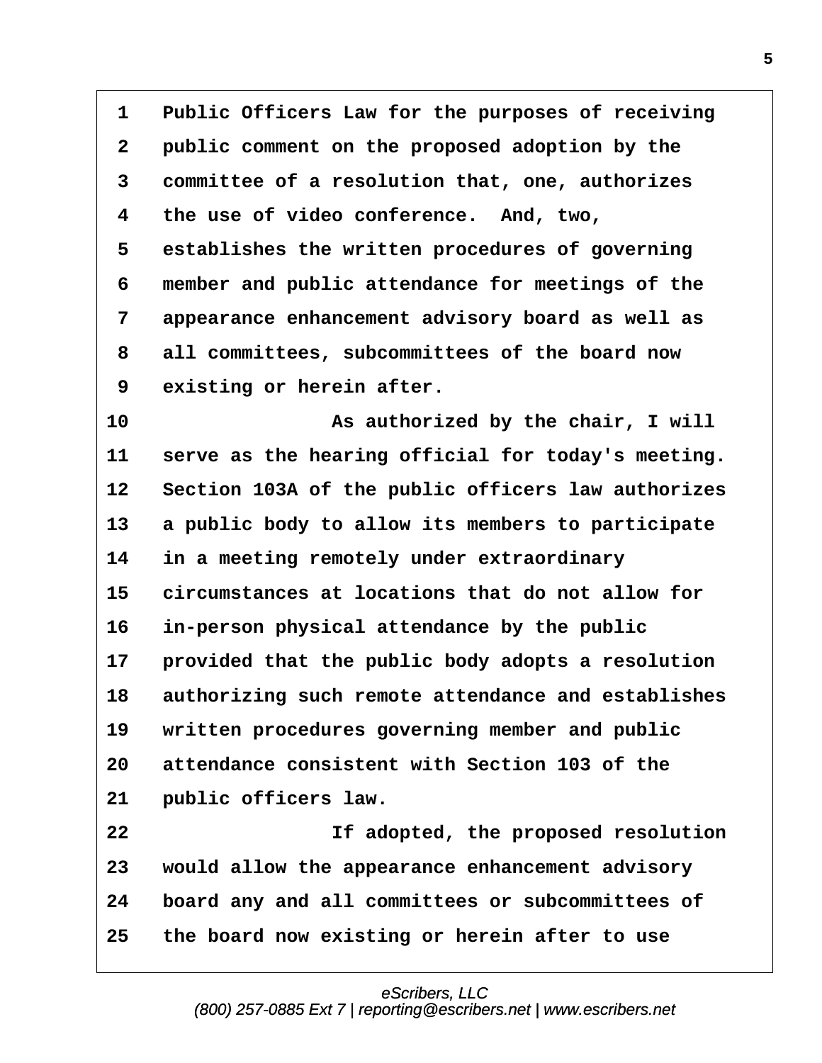1 Public Officers Law for the purposes of receiving
2 public comment on the proposed adoption by the
3 committee of a resolution that, one, authorizes
4 the use of video conference. And, two,
5 establishes the written procedures of governing
6 member and public attendance for meetings of the
7 appearance enhancement advisory board as well as
8 all committees, subcommittees of the board now
9 existing or herein after.

10 As authorized by the chair, I will
11 serve as the hearing official for today's meeting.
12 Section 103A of the public officers law authorizes
13 a public body to allow its members to participate
14 in a meeting remotely under extraordinary
15 circumstances at locations that do not allow for
16 in-person physical attendance by the public
17 provided that the public body adopts a resolution
18 authorizing such remote attendance and establishes
19 written procedures governing member and public
20 attendance consistent with Section 103 of the
21 public officers law.

22 If adopted, the proposed resolution
23 would allow the appearance enhancement advisory
24 board any and all committees or subcommittees of
25 the board now existing or herein after to use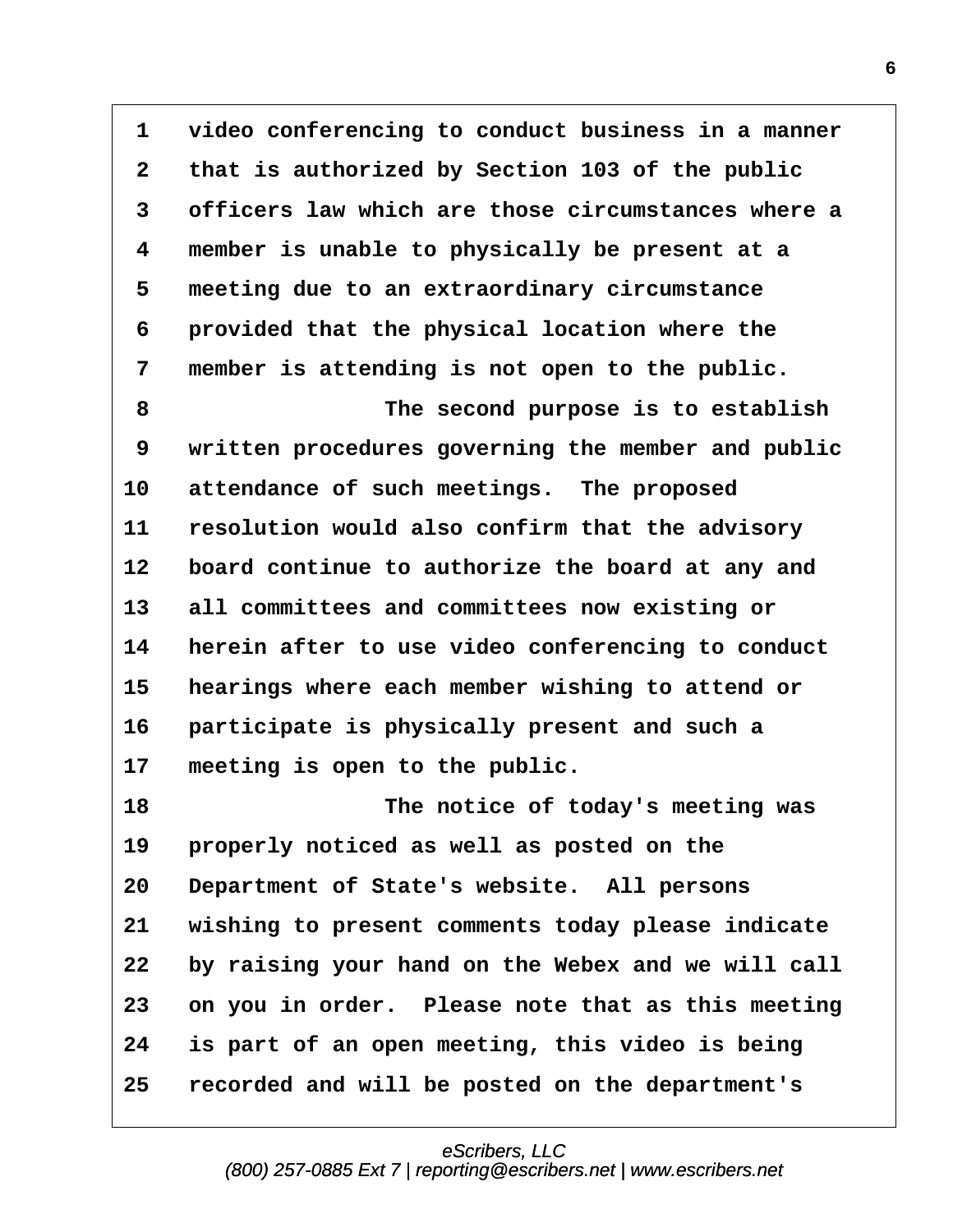video conferencing to conduct business in a manner that is authorized by Section 103 of the public officers law which are those circumstances where a member is unable to physically be present at a meeting due to an extraordinary circumstance provided that the physical location where the member is attending is not open to the public.

The second purpose is to establish written procedures governing the member and public attendance of such meetings. The proposed resolution would also confirm that the advisory board continue to authorize the board at any and all committees and committees now existing or herein after to use video conferencing to conduct hearings where each member wishing to attend or participate is physically present and such a meeting is open to the public.

The notice of today's meeting was properly noticed as well as posted on the Department of State's website. All persons wishing to present comments today please indicate by raising your hand on the Webex and we will call on you in order. Please note that as this meeting is part of an open meeting, this video is being recorded and will be posted on the department's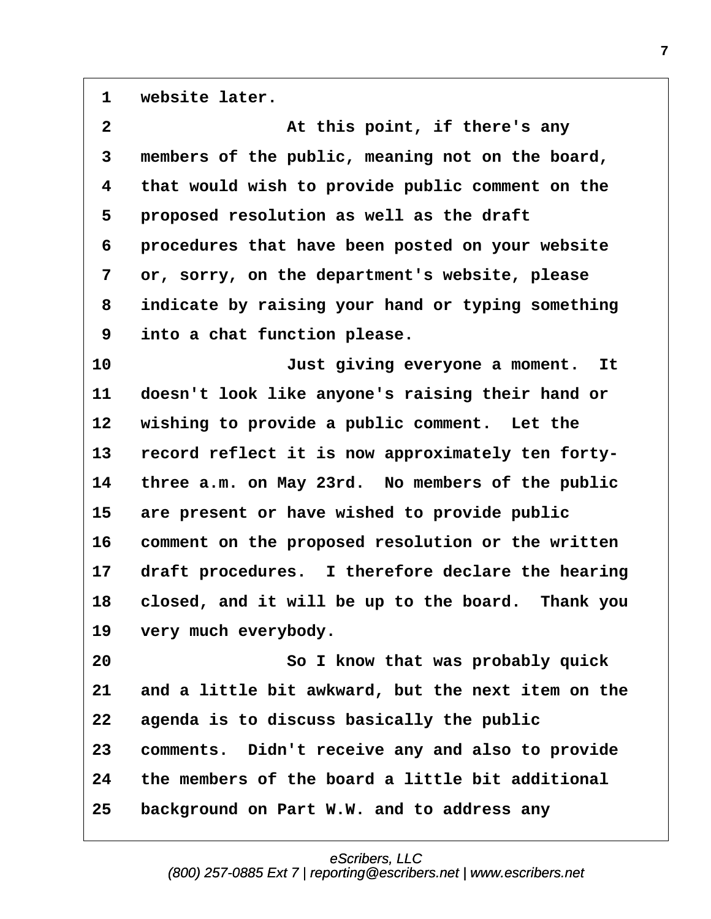1 website later.

2 At this point, if there's any
3 members of the public, meaning not on the board,
4 that would wish to provide public comment on the
5 proposed resolution as well as the draft
6 procedures that have been posted on your website
7 or, sorry, on the department's website, please
8 indicate by raising your hand or typing something
9 into a chat function please.

10 Just giving everyone a moment. It
11 doesn't look like anyone's raising their hand or
12 wishing to provide a public comment. Let the
13 record reflect it is now approximately ten forty-
14 three a.m. on May 23rd. No members of the public
15 are present or have wished to provide public
16 comment on the proposed resolution or the written
17 draft procedures. I therefore declare the hearing
18 closed, and it will be up to the board. Thank you
19 very much everybody.

20 So I know that was probably quick
21 and a little bit awkward, but the next item on the
22 agenda is to discuss basically the public
23 comments. Didn't receive any and also to provide
24 the members of the board a little bit additional
25 background on Part W.W. and to address any

eScribers, LLC
(800) 257-0885 Ext 7 | reporting@escribers.net | www.escribers.net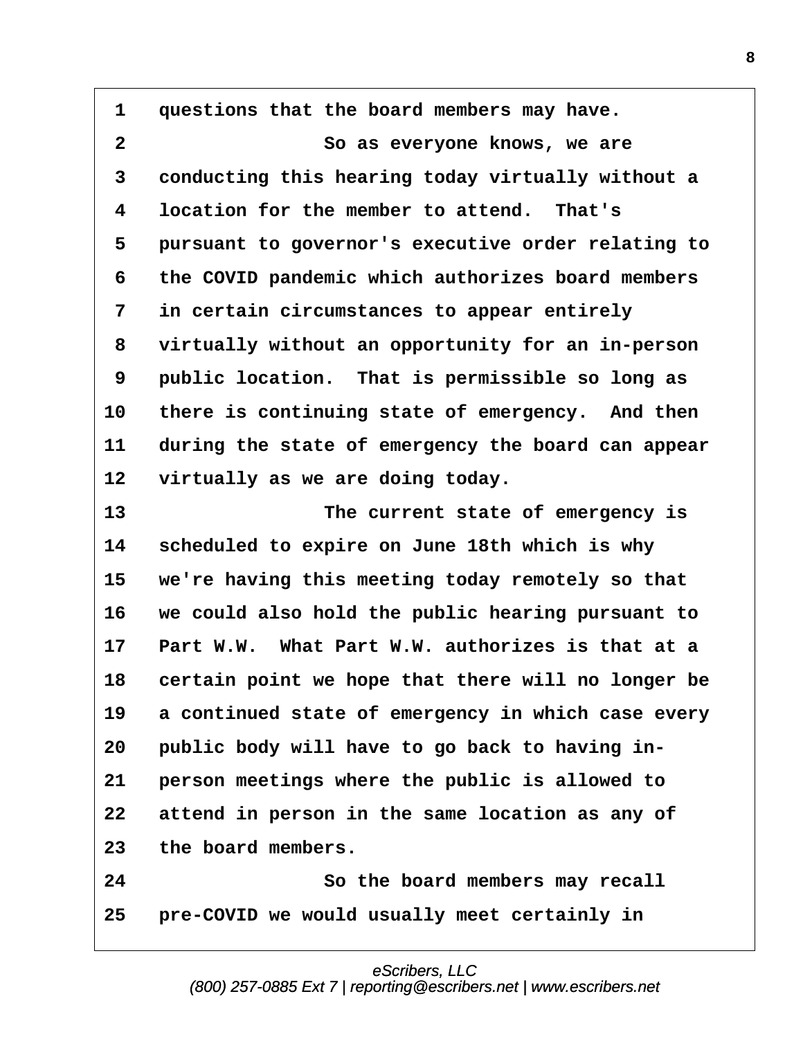questions that the board members may have.

So as everyone knows, we are conducting this hearing today virtually without a location for the member to attend. That's pursuant to governor's executive order relating to the COVID pandemic which authorizes board members in certain circumstances to appear entirely virtually without an opportunity for an in-person public location. That is permissible so long as there is continuing state of emergency. And then during the state of emergency the board can appear virtually as we are doing today.

The current state of emergency is scheduled to expire on June 18th which is why we're having this meeting today remotely so that we could also hold the public hearing pursuant to Part W.W. What Part W.W. authorizes is that at a certain point we hope that there will no longer be a continued state of emergency in which case every public body will have to go back to having in-person meetings where the public is allowed to attend in person in the same location as any of the board members.

So the board members may recall pre-COVID we would usually meet certainly in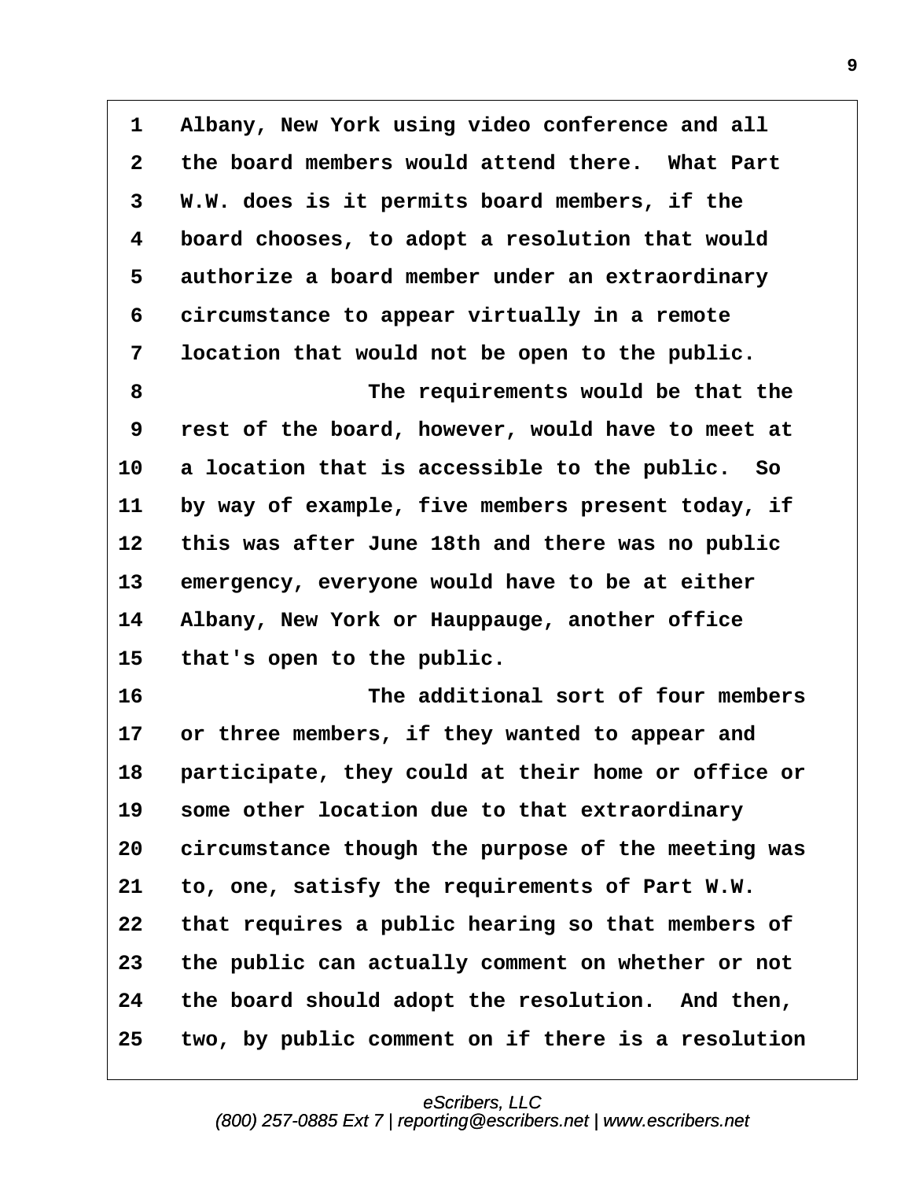1 Albany, New York using video conference and all
2 the board members would attend there. What Part
3 W.W. does is it permits board members, if the
4 board chooses, to adopt a resolution that would
5 authorize a board member under an extraordinary
6 circumstance to appear virtually in a remote
7 location that would not be open to the public.
8 The requirements would be that the
9 rest of the board, however, would have to meet at
10 a location that is accessible to the public. So
11 by way of example, five members present today, if
12 this was after June 18th and there was no public
13 emergency, everyone would have to be at either
14 Albany, New York or Hauppauge, another office
15 that's open to the public.
16 The additional sort of four members
17 or three members, if they wanted to appear and
18 participate, they could at their home or office or
19 some other location due to that extraordinary
20 circumstance though the purpose of the meeting was
21 to, one, satisfy the requirements of Part W.W.
22 that requires a public hearing so that members of
23 the public can actually comment on whether or not
24 the board should adopt the resolution. And then,
25 two, by public comment on if there is a resolution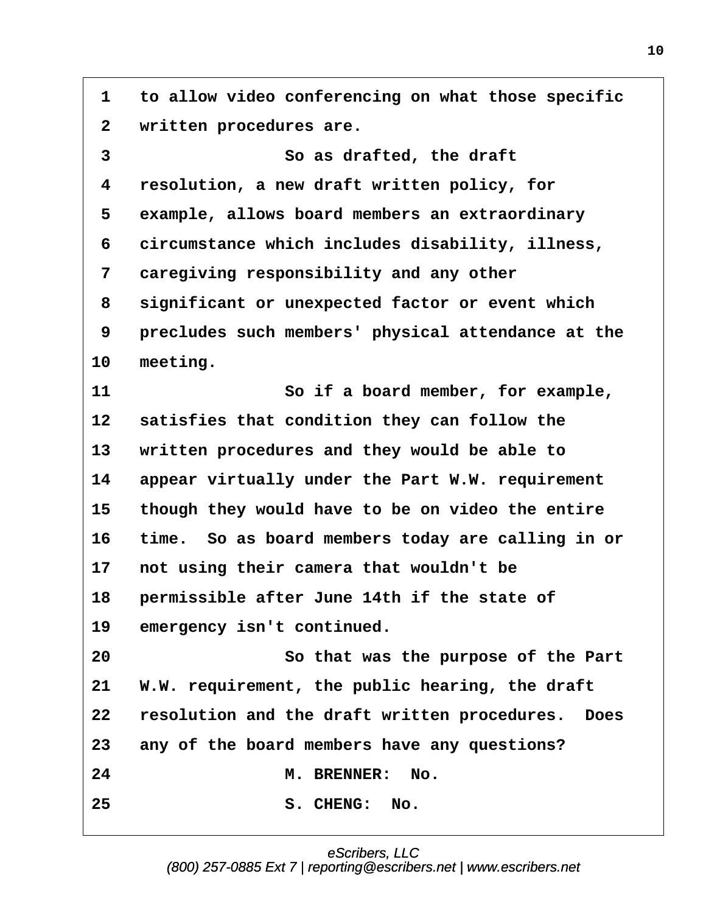1 to allow video conferencing on what those specific
2 written procedures are.
3 So as drafted, the draft
4 resolution, a new draft written policy, for
5 example, allows board members an extraordinary
6 circumstance which includes disability, illness,
7 caregiving responsibility and any other
8 significant or unexpected factor or event which
9 precludes such members' physical attendance at the
10 meeting.
11 So if a board member, for example,
12 satisfies that condition they can follow the
13 written procedures and they would be able to
14 appear virtually under the Part W.W. requirement
15 though they would have to be on video the entire
16 time. So as board members today are calling in or
17 not using their camera that wouldn't be
18 permissible after June 14th if the state of
19 emergency isn't continued.
20 So that was the purpose of the Part
21 W.W. requirement, the public hearing, the draft
22 resolution and the draft written procedures. Does
23 any of the board members have any questions?
24 M. BRENNER: No.
25 S. CHENG: No.

eScribers, LLC
(800) 257-0885 Ext 7 | reporting@escribers.net | www.escribers.net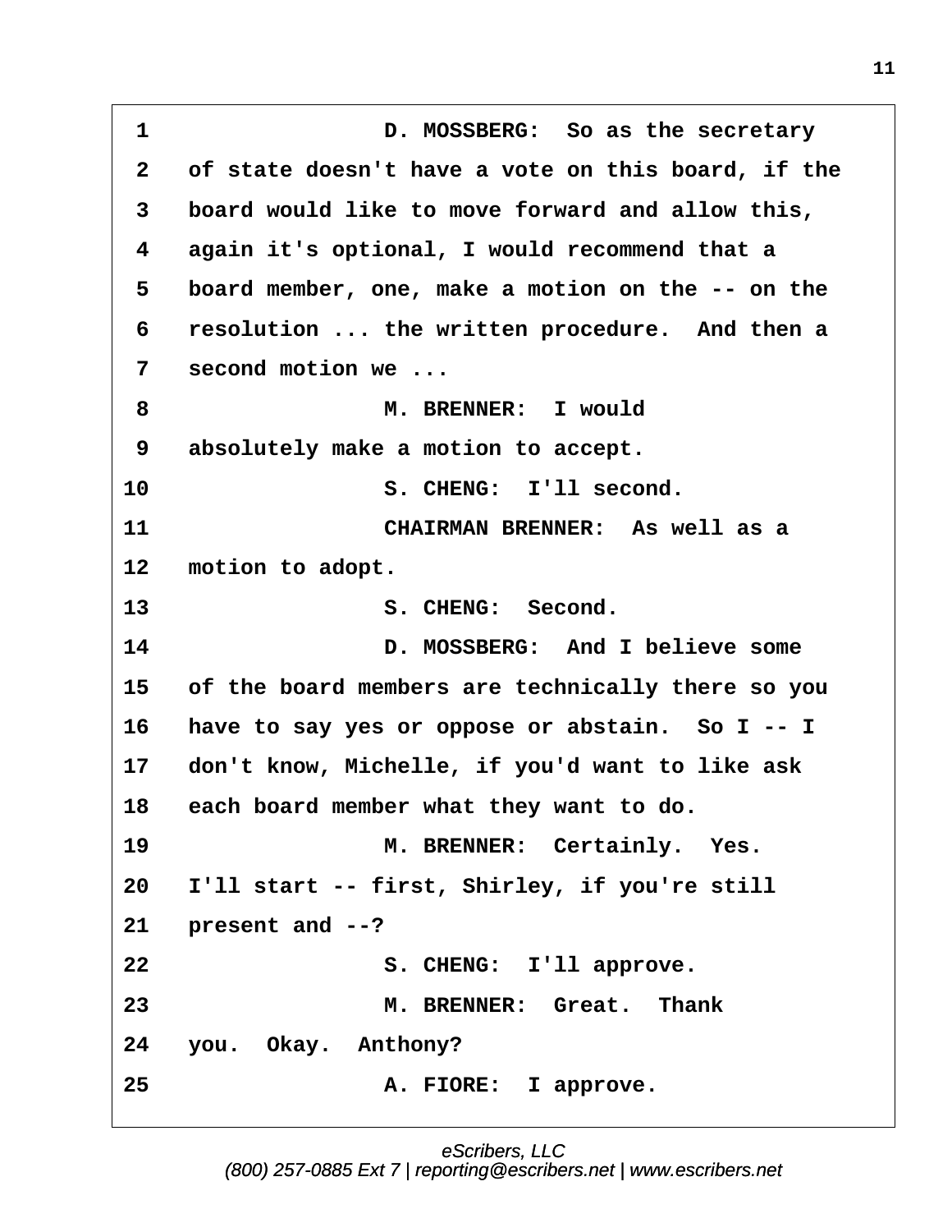1 D. MOSSBERG: So as the secretary
2 of state doesn't have a vote on this board, if the
3 board would like to move forward and allow this,
4 again it's optional, I would recommend that a
5 board member, one, make a motion on the -- on the
6 resolution ... the written procedure. And then a
7 second motion we ...
8 M. BRENNER: I would
9 absolutely make a motion to accept.
10 S. CHENG: I'll second.
11 CHAIRMAN BRENNER: As well as a
12 motion to adopt.
13 S. CHENG: Second.
14 D. MOSSBERG: And I believe some
15 of the board members are technically there so you
16 have to say yes or oppose or abstain. So I -- I
17 don't know, Michelle, if you'd want to like ask
18 each board member what they want to do.
19 M. BRENNER: Certainly. Yes.
20 I'll start -- first, Shirley, if you're still
21 present and --?
22 S. CHENG: I'll approve.
23 M. BRENNER: Great. Thank
24 you. Okay. Anthony?
25 A. FIORE: I approve.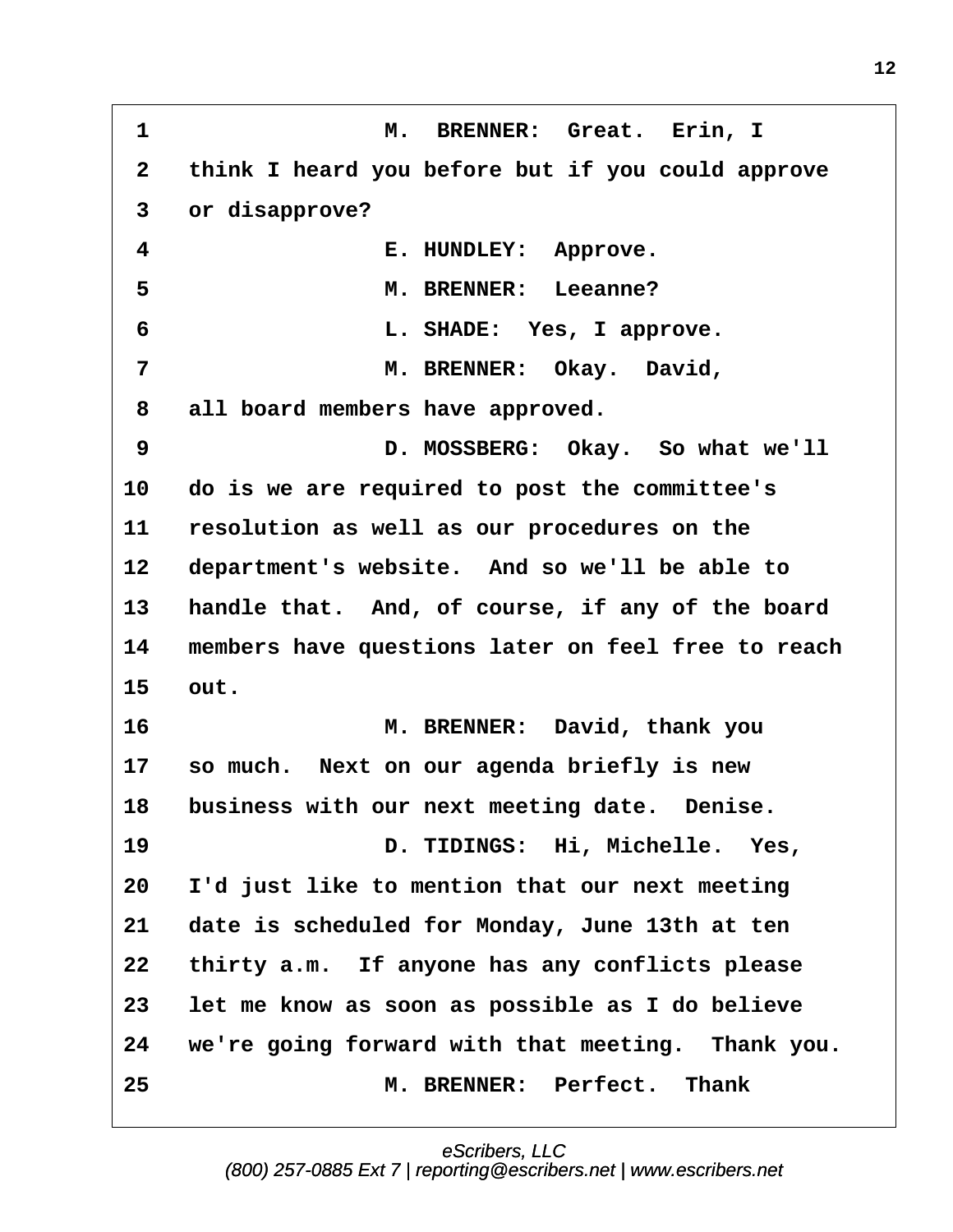1 M. BRENNER: Great. Erin, I
2 think I heard you before but if you could approve
3 or disapprove?
4 E. HUNDLEY: Approve.
5 M. BRENNER: Leeanne?
6 L. SHADE: Yes, I approve.
7 M. BRENNER: Okay. David,
8 all board members have approved.
9 D. MOSSBERG: Okay. So what we'll
10 do is we are required to post the committee's
11 resolution as well as our procedures on the
12 department's website. And so we'll be able to
13 handle that. And, of course, if any of the board
14 members have questions later on feel free to reach
15 out.
16 M. BRENNER: David, thank you
17 so much. Next on our agenda briefly is new
18 business with our next meeting date. Denise.
19 D. TIDINGS: Hi, Michelle. Yes,
20 I'd just like to mention that our next meeting
21 date is scheduled for Monday, June 13th at ten
22 thirty a.m. If anyone has any conflicts please
23 let me know as soon as possible as I do believe
24 we're going forward with that meeting. Thank you.
25 M. BRENNER: Perfect. Thank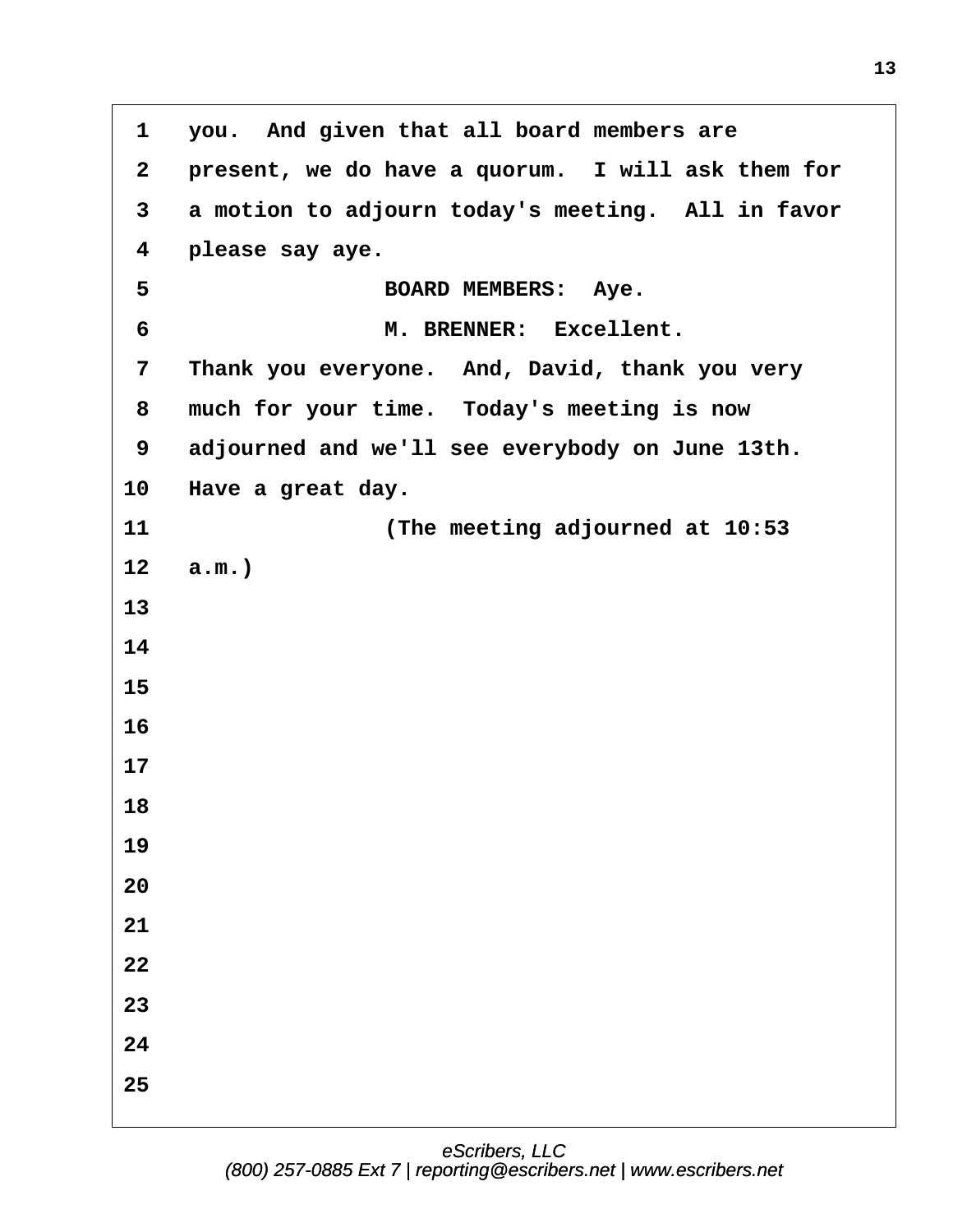you. And given that all board members are present, we do have a quorum. I will ask them for a motion to adjourn today's meeting. All in favor please say aye.

BOARD MEMBERS: Aye.

M. BRENNER: Excellent. Thank you everyone. And, David, thank you very much for your time. Today's meeting is now adjourned and we'll see everybody on June 13th. Have a great day.

(The meeting adjourned at 10:53 a.m.)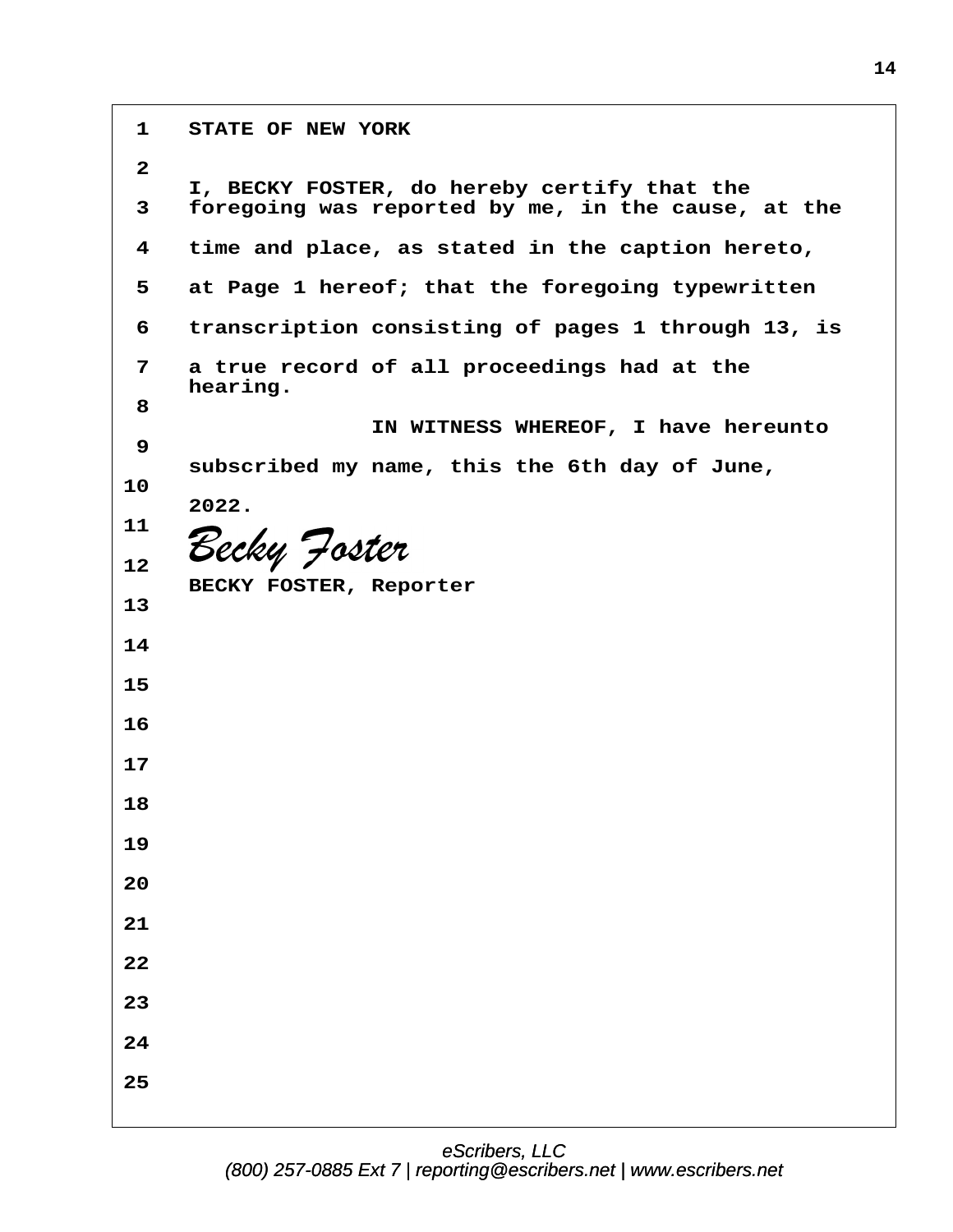STATE OF NEW YORK

I, BECKY FOSTER, do hereby certify that the foregoing was reported by me, in the cause, at the time and place, as stated in the caption hereto, at Page 1 hereof; that the foregoing typewritten transcription consisting of pages 1 through 13, is a true record of all proceedings had at the hearing.

IN WITNESS WHEREOF, I have hereunto subscribed my name, this the 6th day of June, 2022.

*Becky Foster*

BECKY FOSTER, Reporter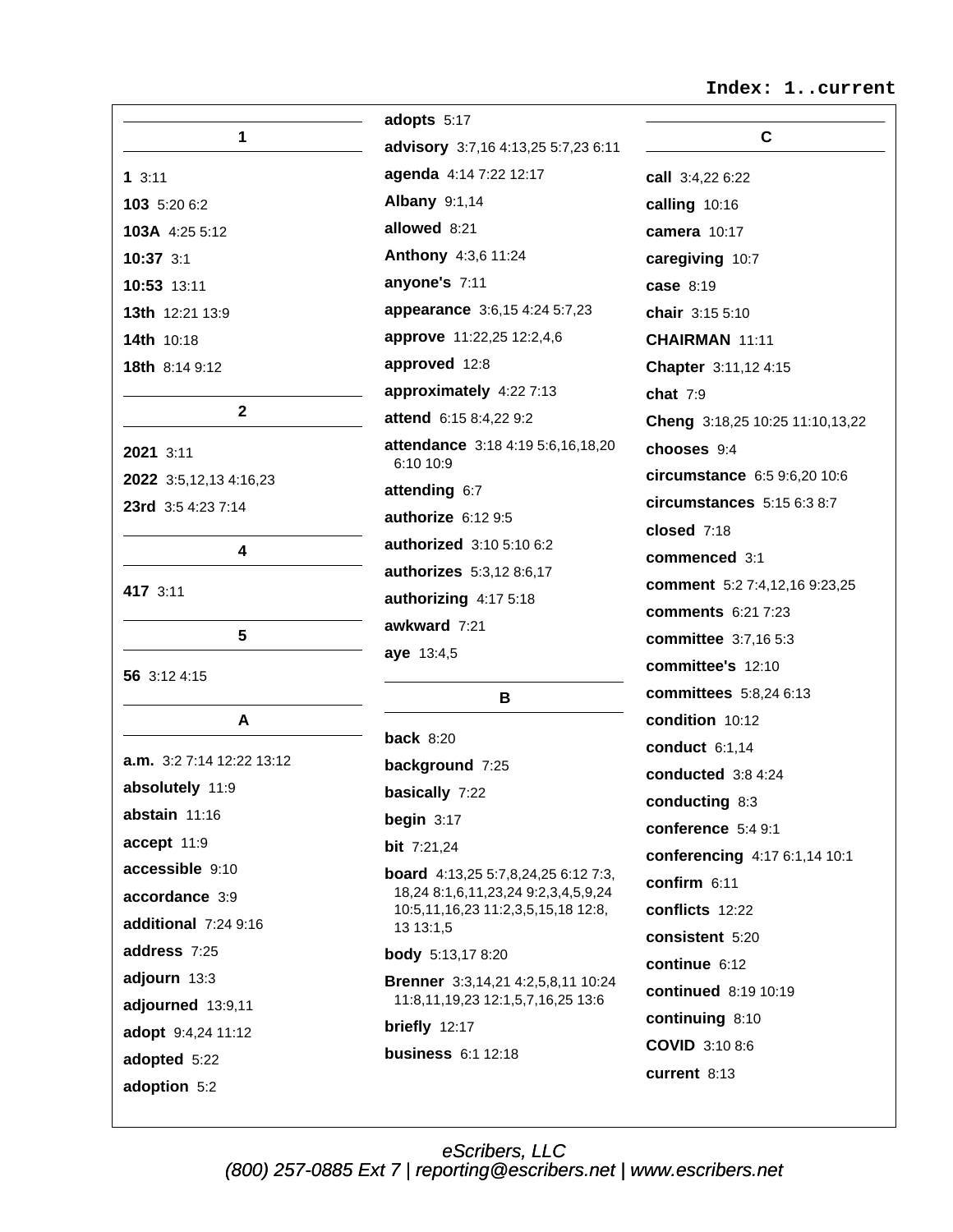Index: 1..current

## 1

**1** 3:11

**103** 5:20 6:2

**103A** 4:25 5:12

**10:37** 3:1

**10:53** 13:11

**13th** 12:21 13:9

**14th** 10:18

**18th** 8:14 9:12

## 2

**2021** 3:11

**2022** 3:5,12,13 4:16,23

**23rd** 3:5 4:23 7:14

## 4

**417** 3:11

## 5

**56** 3:12 4:15

## A

**a.m.** 3:2 7:14 12:22 13:12

**absolutely** 11:9

**abstain** 11:16

**accept** 11:9

**accessible** 9:10

**accordance** 3:9

**additional** 7:24 9:16

**address** 7:25

**adjourn** 13:3

**adjourned** 13:9,11

**adopt** 9:4,24 11:12

**adopted** 5:22

**adoption** 5:2

**adopts** 5:17

**advisory** 3:7,16 4:13,25 5:7,23 6:11

**agenda** 4:14 7:22 12:17

**Albany** 9:1,14

**allowed** 8:21

**Anthony** 4:3,6 11:24

**anyone's** 7:11

**appearance** 3:6,15 4:24 5:7,23

**approve** 11:22,25 12:2,4,6

**approved** 12:8

**approximately** 4:22 7:13

**attend** 6:15 8:4,22 9:2

**attendance** 3:18 4:19 5:6,16,18,20 6:10 10:9

**attending** 6:7

**authorize** 6:12 9:5

**authorized** 3:10 5:10 6:2

**authorizes** 5:3,12 8:6,17

**authorizing** 4:17 5:18

**awkward** 7:21

**aye** 13:4,5

## B

**back** 8:20

**background** 7:25

**basically** 7:22

**begin** 3:17

**bit** 7:21,24

**board** 4:13,25 5:7,8,24,25 6:12 7:3,18,24 8:1,6,11,23,24 9:2,3,4,5,9,24 10:5,11,16,23 11:2,3,5,15,18 12:8,13 13:1,5

**body** 5:13,17 8:20

**Brenner** 3:3,14,21 4:2,5,8,11 10:24 11:8,11,19,23 12:1,5,7,16,25 13:6

**briefly** 12:17

**business** 6:1 12:18

## C

**call** 3:4,22 6:22

**calling** 10:16

**camera** 10:17

**caregiving** 10:7

**case** 8:19

**chair** 3:15 5:10

**CHAIRMAN** 11:11

**Chapter** 3:11,12 4:15

**chat** 7:9

**Cheng** 3:18,25 10:25 11:10,13,22

**chooses** 9:4

**circumstance** 6:5 9:6,20 10:6

**circumstances** 5:15 6:3 8:7

**closed** 7:18

**commenced** 3:1

**comment** 5:2 7:4,12,16 9:23,25

**comments** 6:21 7:23

**committee** 3:7,16 5:3

**committee's** 12:10

**committees** 5:8,24 6:13

**condition** 10:12

**conduct** 6:1,14

**conducted** 3:8 4:24

**conducting** 8:3

**conference** 5:4 9:1

**conferencing** 4:17 6:1,14 10:1

**confirm** 6:11

**conflicts** 12:22

**consistent** 5:20

**continue** 6:12

**continued** 8:19 10:19

**continuing** 8:10

**COVID** 3:10 8:6

**current** 8:13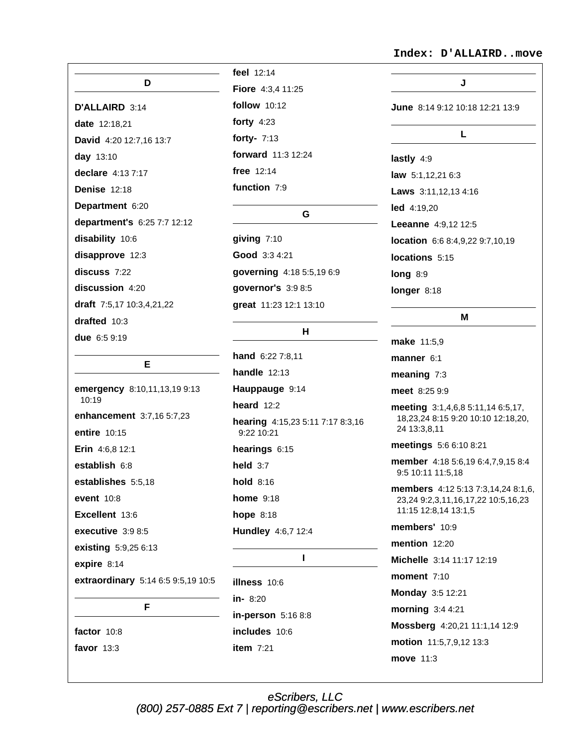Index: D'ALLAIRD..move

## D

**D'ALLAIRD** 3:14

**date** 12:18,21

**David** 4:20 12:7,16 13:7

**day** 13:10

**declare** 4:13 7:17

**Denise** 12:18

**Department** 6:20

**department's** 6:25 7:7 12:12

**disability** 10:6

**disapprove** 12:3

**discuss** 7:22

**discussion** 4:20

**draft** 7:5,17 10:3,4,21,22

**drafted** 10:3

**due** 6:5 9:19

## E

**emergency** 8:10,11,13,19 9:13 10:19

**enhancement** 3:7,16 5:7,23

**entire** 10:15

**Erin** 4:6,8 12:1

**establish** 6:8

**establishes** 5:5,18

**event** 10:8

**Excellent** 13:6

**executive** 3:9 8:5

**existing** 5:9,25 6:13

**expire** 8:14

**extraordinary** 5:14 6:5 9:5,19 10:5

## F

**factor** 10:8

**favor** 13:3

**feel** 12:14

**Fiore** 4:3,4 11:25

**follow** 10:12

**forty** 4:23

**forty-** 7:13

**forward** 11:3 12:24

**free** 12:14

**function** 7:9

## G

**giving** 7:10

**Good** 3:3 4:21

**governing** 4:18 5:5,19 6:9

**governor's** 3:9 8:5

**great** 11:23 12:1 13:10

## H

**hand** 6:22 7:8,11

**handle** 12:13

**Hauppauge** 9:14

**heard** 12:2

**hearing** 4:15,23 5:11 7:17 8:3,16 9:22 10:21

**hearings** 6:15

**held** 3:7

**hold** 8:16

**home** 9:18

**hope** 8:18

**Hundley** 4:6,7 12:4

## I

**illness** 10:6

**in-** 8:20

**in-person** 5:16 8:8

**includes** 10:6

**item** 7:21

## J

**June** 8:14 9:12 10:18 12:21 13:9

## L

**lastly** 4:9

**law** 5:1,12,21 6:3

**Laws** 3:11,12,13 4:16

**led** 4:19,20

**Leeanne** 4:9,12 12:5

**location** 6:6 8:4,9,22 9:7,10,19

**locations** 5:15

**long** 8:9

**longer** 8:18

## M

**make** 11:5,9

**manner** 6:1

**meaning** 7:3

**meet** 8:25 9:9

**meeting** 3:1,4,6,8 5:11,14 6:5,17, 18,23,24 8:15 9:20 10:10 12:18,20, 24 13:3,8,11

**meetings** 5:6 6:10 8:21

**member** 4:18 5:6,19 6:4,7,9,15 8:4 9:5 10:11 11:5,18

**members** 4:12 5:13 7:3,14,24 8:1,6, 23,24 9:2,3,11,16,17,22 10:5,16,23 11:15 12:8,14 13:1,5

**members'** 10:9

**mention** 12:20

**Michelle** 3:14 11:17 12:19

**moment** 7:10

**Monday** 3:5 12:21

**morning** 3:4 4:21

**Mossberg** 4:20,21 11:1,14 12:9

**motion** 11:5,7,9,12 13:3

**move** 11:3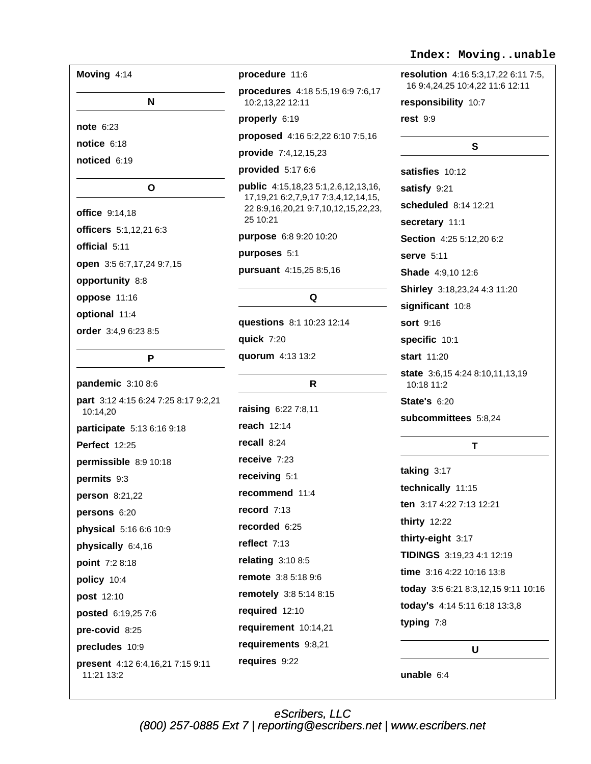Index: Moving..unable

**Moving** 4:14

**N**

**note** 6:23

**notice** 6:18

**noticed** 6:19

**O**

**office** 9:14,18

**officers** 5:1,12,21 6:3

**official** 5:11

**open** 3:5 6:7,17,24 9:7,15

**opportunity** 8:8

**oppose** 11:16

**optional** 11:4

**order** 3:4,9 6:23 8:5

**P**

**pandemic** 3:10 8:6

**part** 3:12 4:15 6:24 7:25 8:17 9:2,21 10:14,20

**participate** 5:13 6:16 9:18

**Perfect** 12:25

**permissible** 8:9 10:18

**permits** 9:3

**person** 8:21,22

**persons** 6:20

**physical** 5:16 6:6 10:9

**physically** 6:4,16

**point** 7:2 8:18

**policy** 10:4

**post** 12:10

**posted** 6:19,25 7:6

**pre-covid** 8:25

**precludes** 10:9

**present** 4:12 6:4,16,21 7:15 9:11 11:21 13:2

**procedure** 11:6

**procedures** 4:18 5:5,19 6:9 7:6,17 10:2,13,22 12:11

**properly** 6:19

**proposed** 4:16 5:2,22 6:10 7:5,16

**provide** 7:4,12,15,23

**provided** 5:17 6:6

**public** 4:15,18,23 5:1,2,6,12,13,16, 17,19,21 6:2,7,9,17 7:3,4,12,14,15, 22 8:9,16,20,21 9:7,10,12,15,22,23, 25 10:21

**purpose** 6:8 9:20 10:20

**purposes** 5:1

**pursuant** 4:15,25 8:5,16

**Q**

**questions** 8:1 10:23 12:14

**quick** 7:20

**quorum** 4:13 13:2

**R**

**raising** 6:22 7:8,11

**reach** 12:14

**recall** 8:24

**receive** 7:23

**receiving** 5:1

**recommend** 11:4

**record** 7:13

**recorded** 6:25

**reflect** 7:13

**relating** 3:10 8:5

**remote** 3:8 5:18 9:6

**remotely** 3:8 5:14 8:15

**required** 12:10

**requirement** 10:14,21

**requirements** 9:8,21

**requires** 9:22

**resolution** 4:16 5:3,17,22 6:11 7:5, 16 9:4,24,25 10:4,22 11:6 12:11

**responsibility** 10:7

**rest** 9:9

**S**

**satisfies** 10:12

**satisfy** 9:21

**scheduled** 8:14 12:21

**secretary** 11:1

**Section** 4:25 5:12,20 6:2

**serve** 5:11

**Shade** 4:9,10 12:6

**Shirley** 3:18,23,24 4:3 11:20

**significant** 10:8

**sort** 9:16

**specific** 10:1

**start** 11:20

**state** 3:6,15 4:24 8:10,11,13,19 10:18 11:2

**State's** 6:20

**subcommittees** 5:8,24

**T**

**taking** 3:17

**technically** 11:15

**ten** 3:17 4:22 7:13 12:21

**thirty** 12:22

**thirty-eight** 3:17

**TIDINGS** 3:19,23 4:1 12:19

**time** 3:16 4:22 10:16 13:8

**today** 3:5 6:21 8:3,12,15 9:11 10:16

**today's** 4:14 5:11 6:18 13:3,8

**typing** 7:8

**U**

**unable** 6:4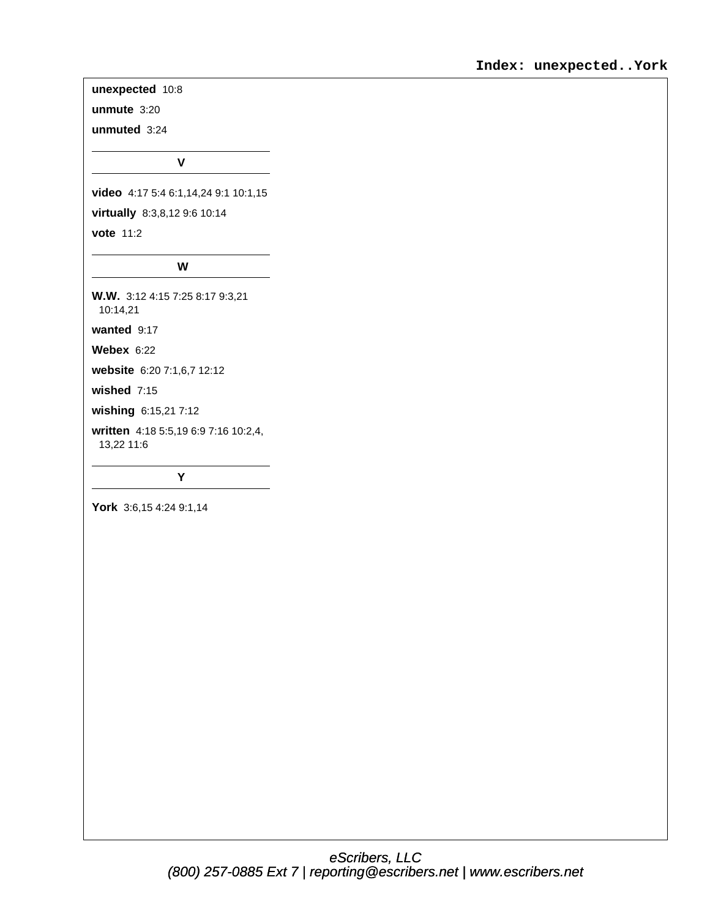**unexpected** 10:8

**unmute** 3:20

**unmuted** 3:24

## V

**video** 4:17 5:4 6:1,14,24 9:1 10:1,15

**virtually** 8:3,8,12 9:6 10:14

**vote** 11:2

## W

**W.W.** 3:12 4:15 7:25 8:17 9:3,21 10:14,21

**wanted** 9:17

**Webex** 6:22

**website** 6:20 7:1,6,7 12:12

**wished** 7:15

**wishing** 6:15,21 7:12

**written** 4:18 5:5,19 6:9 7:16 10:2,4,13,22 11:6

## Y

**York** 3:6,15 4:24 9:1,14